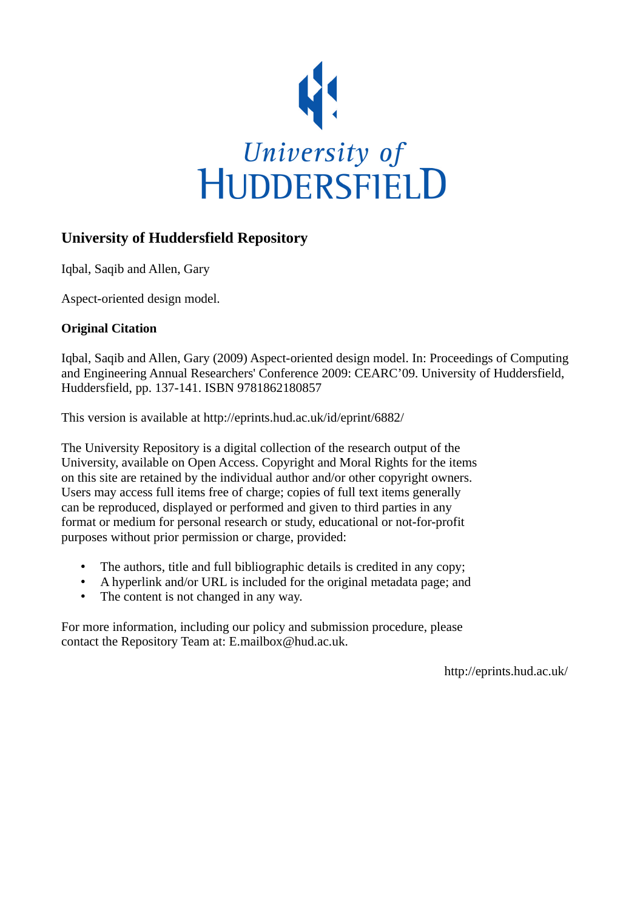University of
HUDDERSFIELD

## University of Huddersfield Repository

Iqbal, Saqib and Allen, Gary

Aspect-oriented design model.

### Original Citation

Iqbal, Saqib and Allen, Gary (2009) Aspect-oriented design model. In: Proceedings of Computing and Engineering Annual Researchers' Conference 2009: CEARC'09. University of Huddersfield, Huddersfield, pp. 137-141. ISBN 9781862180857

This version is available at http://eprints.hud.ac.uk/id/eprint/6882/

The University Repository is a digital collection of the research output of the University, available on Open Access. Copyright and Moral Rights for the items on this site are retained by the individual author and/or other copyright owners. Users may access full items free of charge; copies of full text items generally can be reproduced, displayed or performed and given to third parties in any format or medium for personal research or study, educational or not-for-profit purposes without prior permission or charge, provided:

- The authors, title and full bibliographic details is credited in any copy;
- A hyperlink and/or URL is included for the original metadata page; and
- The content is not changed in any way.

For more information, including our policy and submission procedure, please contact the Repository Team at: E.mailbox@hud.ac.uk.

http://eprints.hud.ac.uk/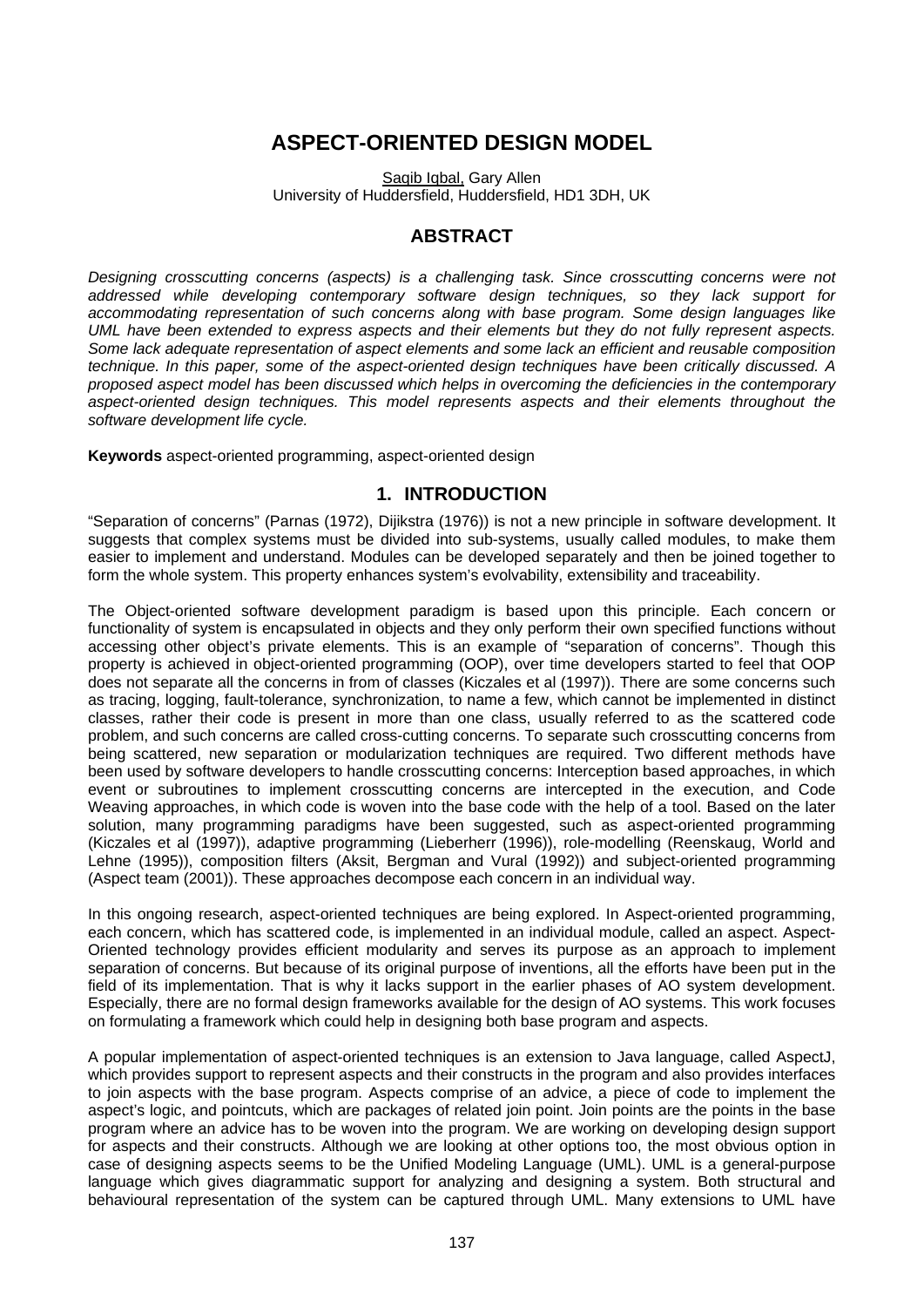# ASPECT-ORIENTED DESIGN MODEL

Saqib Iqbal, Gary Allen
University of Huddersfield, Huddersfield, HD1 3DH, UK

## ABSTRACT

*Designing crosscutting concerns (aspects) is a challenging task. Since crosscutting concerns were not addressed while developing contemporary software design techniques, so they lack support for accommodating representation of such concerns along with base program. Some design languages like UML have been extended to express aspects and their elements but they do not fully represent aspects. Some lack adequate representation of aspect elements and some lack an efficient and reusable composition technique. In this paper, some of the aspect-oriented design techniques have been critically discussed. A proposed aspect model has been discussed which helps in overcoming the deficiencies in the contemporary aspect-oriented design techniques. This model represents aspects and their elements throughout the software development life cycle.*

**Keywords** aspect-oriented programming, aspect-oriented design

## 1. INTRODUCTION

"Separation of concerns" (Parnas (1972), Dijikstra (1976)) is not a new principle in software development. It suggests that complex systems must be divided into sub-systems, usually called modules, to make them easier to implement and understand. Modules can be developed separately and then be joined together to form the whole system. This property enhances system's evolvability, extensibility and traceability.

The Object-oriented software development paradigm is based upon this principle. Each concern or functionality of system is encapsulated in objects and they only perform their own specified functions without accessing other object's private elements. This is an example of "separation of concerns". Though this property is achieved in object-oriented programming (OOP), over time developers started to feel that OOP does not separate all the concerns in from of classes (Kiczales et al (1997)). There are some concerns such as tracing, logging, fault-tolerance, synchronization, to name a few, which cannot be implemented in distinct classes, rather their code is present in more than one class, usually referred to as the scattered code problem, and such concerns are called cross-cutting concerns. To separate such crosscutting concerns from being scattered, new separation or modularization techniques are required. Two different methods have been used by software developers to handle crosscutting concerns: Interception based approaches, in which event or subroutines to implement crosscutting concerns are intercepted in the execution, and Code Weaving approaches, in which code is woven into the base code with the help of a tool. Based on the later solution, many programming paradigms have been suggested, such as aspect-oriented programming (Kiczales et al (1997)), adaptive programming (Lieberherr (1996)), role-modelling (Reenskaug, World and Lehne (1995)), composition filters (Aksit, Bergman and Vural (1992)) and subject-oriented programming (Aspect team (2001)). These approaches decompose each concern in an individual way.

In this ongoing research, aspect-oriented techniques are being explored. In Aspect-oriented programming, each concern, which has scattered code, is implemented in an individual module, called an aspect. Aspect-Oriented technology provides efficient modularity and serves its purpose as an approach to implement separation of concerns. But because of its original purpose of inventions, all the efforts have been put in the field of its implementation. That is why it lacks support in the earlier phases of AO system development. Especially, there are no formal design frameworks available for the design of AO systems. This work focuses on formulating a framework which could help in designing both base program and aspects.

A popular implementation of aspect-oriented techniques is an extension to Java language, called AspectJ, which provides support to represent aspects and their constructs in the program and also provides interfaces to join aspects with the base program. Aspects comprise of an advice, a piece of code to implement the aspect's logic, and pointcuts, which are packages of related join point. Join points are the points in the base program where an advice has to be woven into the program. We are working on developing design support for aspects and their constructs. Although we are looking at other options too, the most obvious option in case of designing aspects seems to be the Unified Modeling Language (UML). UML is a general-purpose language which gives diagrammatic support for analyzing and designing a system. Both structural and behavioural representation of the system can be captured through UML. Many extensions to UML have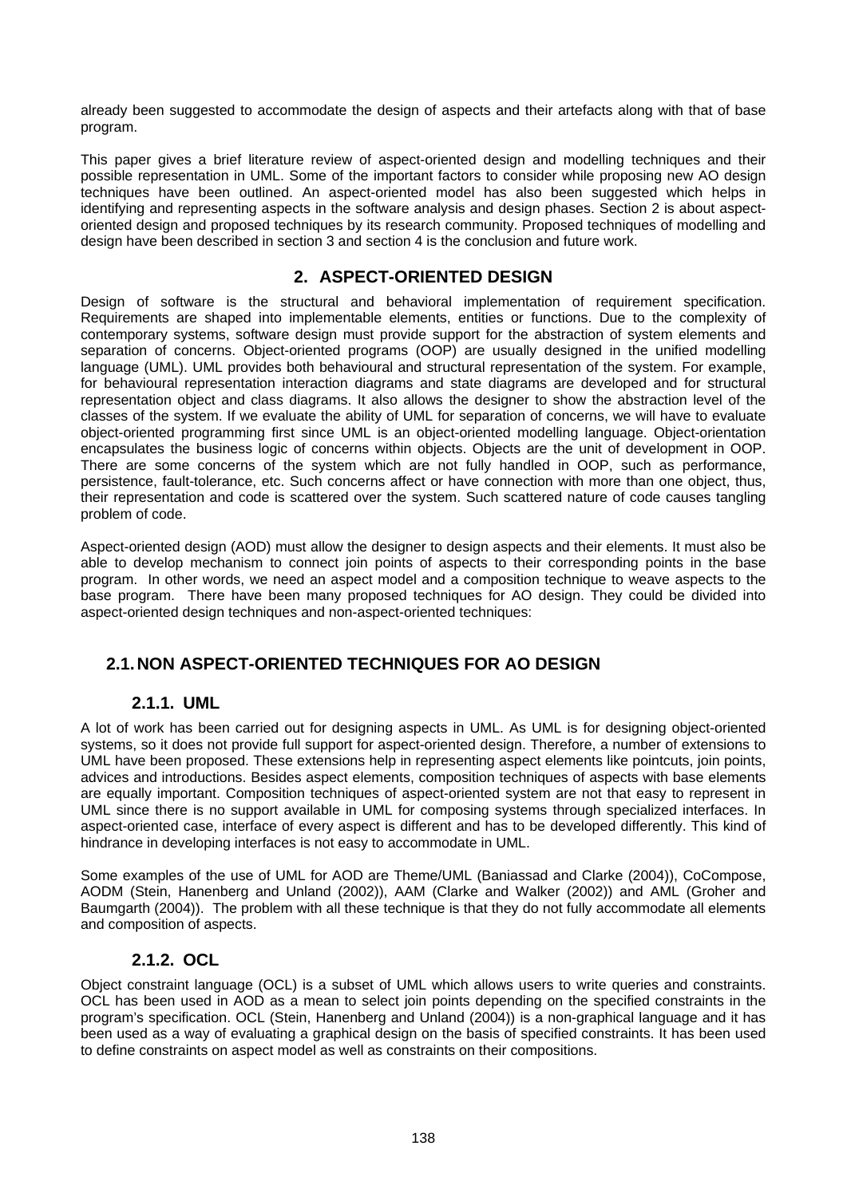already been suggested to accommodate the design of aspects and their artefacts along with that of base program.

This paper gives a brief literature review of aspect-oriented design and modelling techniques and their possible representation in UML. Some of the important factors to consider while proposing new AO design techniques have been outlined. An aspect-oriented model has also been suggested which helps in identifying and representing aspects in the software analysis and design phases. Section 2 is about aspect-oriented design and proposed techniques by its research community. Proposed techniques of modelling and design have been described in section 3 and section 4 is the conclusion and future work.

## 2. ASPECT-ORIENTED DESIGN

Design of software is the structural and behavioral implementation of requirement specification. Requirements are shaped into implementable elements, entities or functions. Due to the complexity of contemporary systems, software design must provide support for the abstraction of system elements and separation of concerns. Object-oriented programs (OOP) are usually designed in the unified modelling language (UML). UML provides both behavioural and structural representation of the system. For example, for behavioural representation interaction diagrams and state diagrams are developed and for structural representation object and class diagrams. It also allows the designer to show the abstraction level of the classes of the system. If we evaluate the ability of UML for separation of concerns, we will have to evaluate object-oriented programming first since UML is an object-oriented modelling language. Object-orientation encapsulates the business logic of concerns within objects. Objects are the unit of development in OOP. There are some concerns of the system which are not fully handled in OOP, such as performance, persistence, fault-tolerance, etc. Such concerns affect or have connection with more than one object, thus, their representation and code is scattered over the system. Such scattered nature of code causes tangling problem of code.

Aspect-oriented design (AOD) must allow the designer to design aspects and their elements. It must also be able to develop mechanism to connect join points of aspects to their corresponding points in the base program. In other words, we need an aspect model and a composition technique to weave aspects to the base program. There have been many proposed techniques for AO design. They could be divided into aspect-oriented design techniques and non-aspect-oriented techniques:

### 2.1. NON ASPECT-ORIENTED TECHNIQUES FOR AO DESIGN

#### 2.1.1. UML

A lot of work has been carried out for designing aspects in UML. As UML is for designing object-oriented systems, so it does not provide full support for aspect-oriented design. Therefore, a number of extensions to UML have been proposed. These extensions help in representing aspect elements like pointcuts, join points, advices and introductions. Besides aspect elements, composition techniques of aspects with base elements are equally important. Composition techniques of aspect-oriented system are not that easy to represent in UML since there is no support available in UML for composing systems through specialized interfaces. In aspect-oriented case, interface of every aspect is different and has to be developed differently. This kind of hindrance in developing interfaces is not easy to accommodate in UML.

Some examples of the use of UML for AOD are Theme/UML (Baniassad and Clarke (2004)), CoCompose, AODM (Stein, Hanenberg and Unland (2002)), AAM (Clarke and Walker (2002)) and AML (Groher and Baumgarth (2004)). The problem with all these technique is that they do not fully accommodate all elements and composition of aspects.

#### 2.1.2. OCL

Object constraint language (OCL) is a subset of UML which allows users to write queries and constraints. OCL has been used in AOD as a mean to select join points depending on the specified constraints in the program's specification. OCL (Stein, Hanenberg and Unland (2004)) is a non-graphical language and it has been used as a way of evaluating a graphical design on the basis of specified constraints. It has been used to define constraints on aspect model as well as constraints on their compositions.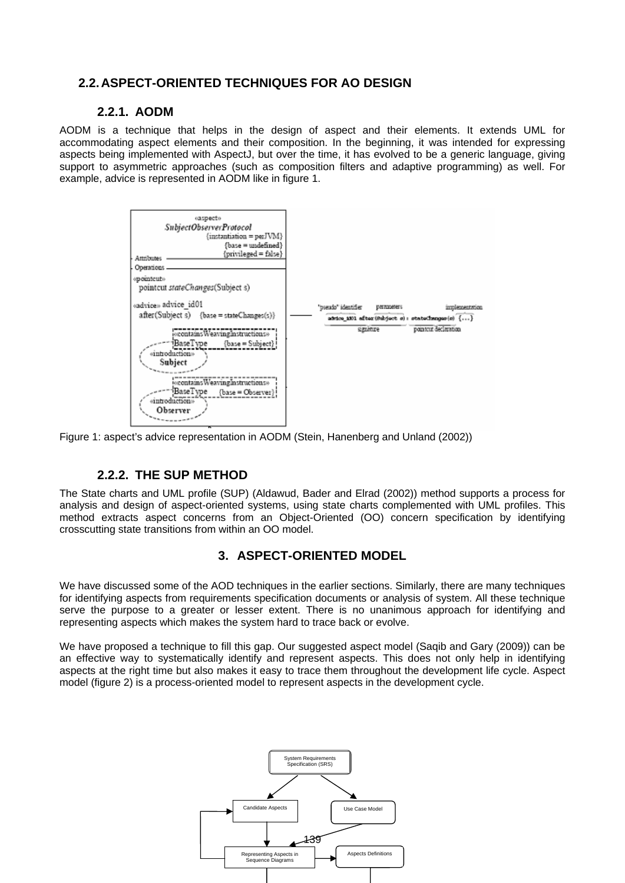## 2.2. ASPECT-ORIENTED TECHNIQUES FOR AO DESIGN

### 2.2.1. AODM

AODM is a technique that helps in the design of aspect and their elements. It extends UML for accommodating aspect elements and their composition. In the beginning, it was intended for expressing aspects being implemented with AspectJ, but over the time, it has evolved to be a generic language, giving support to asymmetric approaches (such as composition filters and adaptive programming) as well. For example, advice is represented in AODM like in figure 1.

«aspect»
SubjectObserverProtocol
{instantiation = perJVM}
{base = undefined}
{privileged = false}
Attributes
Operations
«pointcut»
pointcut stateChanges(Subject s)
«advice» advice_id01
after(Subject s) {base = stateChanges(s)}
«containsWeavingInstructions»
BaseType {base = Subject}
«introduction»
Subject
«containsWeavingInstructions»
BaseType {base = Observer}
«introduction»
Observer

"pseudo" identifier
parameters
implementation
advice_id01 after(Subject s) : stateChanges(s) {...}
signature
pointcut declaration

Figure 1: aspect's advice representation in AODM (Stein, Hanenberg and Unland (2002))

### 2.2.2. THE SUP METHOD

The State charts and UML profile (SUP) (Aldawud, Bader and Elrad (2002)) method supports a process for analysis and design of aspect-oriented systems, using state charts complemented with UML profiles. This method extracts aspect concerns from an Object-Oriented (OO) concern specification by identifying crosscutting state transitions from within an OO model.

## 3. ASPECT-ORIENTED MODEL

We have discussed some of the AOD techniques in the earlier sections. Similarly, there are many techniques for identifying aspects from requirements specification documents or analysis of system. All these technique serve the purpose to a greater or lesser extent. There is no unanimous approach for identifying and representing aspects which makes the system hard to trace back or evolve.

We have proposed a technique to fill this gap. Our suggested aspect model (Saqib and Gary (2009)) can be an effective way to systematically identify and represent aspects. This does not only help in identifying aspects at the right time but also makes it easy to trace them throughout the development life cycle. Aspect model (figure 2) is a process-oriented model to represent aspects in the development cycle.

System Requirements Specification (SRS)
Candidate Aspects
Use Case Model
Representing Aspects in Sequence Diagrams
Aspects Definitions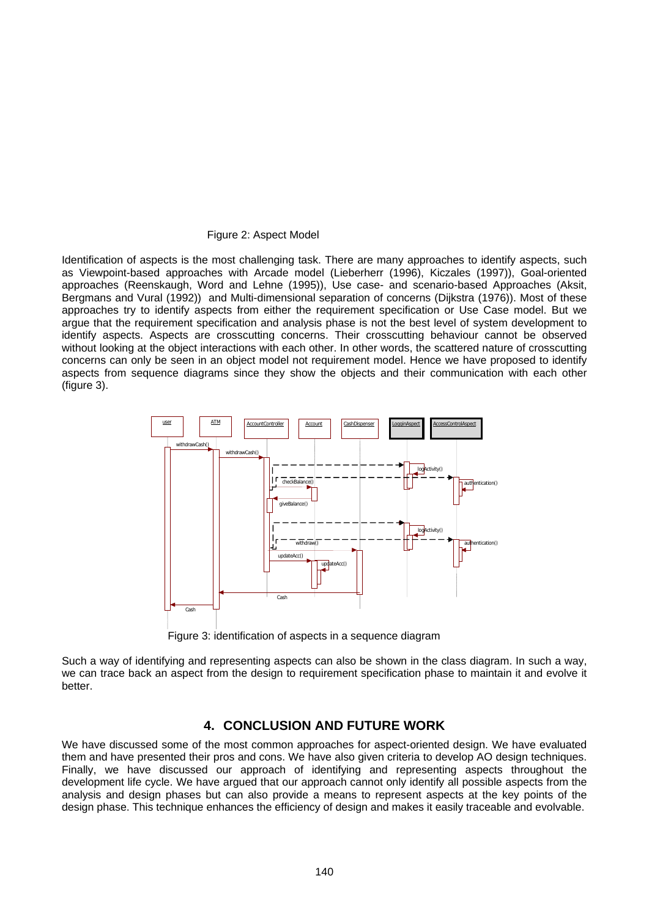Figure 2: Aspect Model

Identification of aspects is the most challenging task. There are many approaches to identify aspects, such as Viewpoint-based approaches with Arcade model (Lieberherr (1996), Kiczales (1997)), Goal-oriented approaches (Reenskaugh, Word and Lehne (1995)), Use case- and scenario-based Approaches (Aksit, Bergmans and Vural (1992)) and Multi-dimensional separation of concerns (Dijkstra (1976)). Most of these approaches try to identify aspects from either the requirement specification or Use Case model. But we argue that the requirement specification and analysis phase is not the best level of system development to identify aspects. Aspects are crosscutting concerns. Their crosscutting behaviour cannot be observed without looking at the object interactions with each other. In other words, the scattered nature of crosscutting concerns can only be seen in an object model not requirement model. Hence we have proposed to identify aspects from sequence diagrams since they show the objects and their communication with each other (figure 3).

user
ATM
AccountController
Account
CashDispenser
LogginAspect
AccessControlAspect
withdrawCash()
withdrawCash()
logActivity()
checkBalance()
authentication()
giveBalance()
logActivity()
withdraw()
authentication()
updateAcc()
updateAcc()
Cash
Cash

Figure 3: identification of aspects in a sequence diagram

Such a way of identifying and representing aspects can also be shown in the class diagram. In such a way, we can trace back an aspect from the design to requirement specification phase to maintain it and evolve it better.

## 4. CONCLUSION AND FUTURE WORK

We have discussed some of the most common approaches for aspect-oriented design. We have evaluated them and have presented their pros and cons. We have also given criteria to develop AO design techniques. Finally, we have discussed our approach of identifying and representing aspects throughout the development life cycle. We have argued that our approach cannot only identify all possible aspects from the analysis and design phases but can also provide a means to represent aspects at the key points of the design phase. This technique enhances the efficiency of design and makes it easily traceable and evolvable.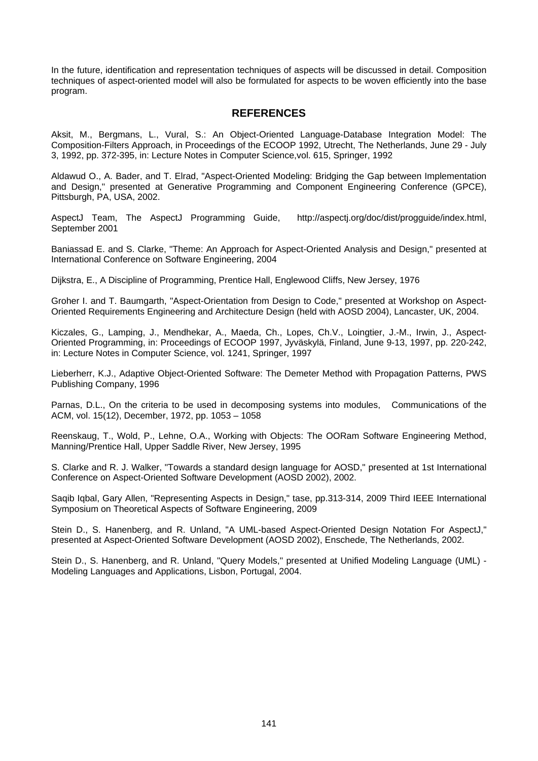In the future, identification and representation techniques of aspects will be discussed in detail. Composition techniques of aspect-oriented model will also be formulated for aspects to be woven efficiently into the base program.

## REFERENCES

Aksit, M., Bergmans, L., Vural, S.: An Object-Oriented Language-Database Integration Model: The Composition-Filters Approach, in Proceedings of the ECOOP 1992, Utrecht, The Netherlands, June 29 - July 3, 1992, pp. 372-395, in: Lecture Notes in Computer Science,vol. 615, Springer, 1992

Aldawud O., A. Bader, and T. Elrad, "Aspect-Oriented Modeling: Bridging the Gap between Implementation and Design," presented at Generative Programming and Component Engineering Conference (GPCE), Pittsburgh, PA, USA, 2002.

AspectJ Team, The AspectJ Programming Guide, http://aspectj.org/doc/dist/progguide/index.html, September 2001

Baniassad E. and S. Clarke, "Theme: An Approach for Aspect-Oriented Analysis and Design," presented at International Conference on Software Engineering, 2004

Dijkstra, E., A Discipline of Programming, Prentice Hall, Englewood Cliffs, New Jersey, 1976

Groher I. and T. Baumgarth, "Aspect-Orientation from Design to Code," presented at Workshop on Aspect-Oriented Requirements Engineering and Architecture Design (held with AOSD 2004), Lancaster, UK, 2004.

Kiczales, G., Lamping, J., Mendhekar, A., Maeda, Ch., Lopes, Ch.V., Loingtier, J.-M., Irwin, J., Aspect-Oriented Programming, in: Proceedings of ECOOP 1997, Jyväskylä, Finland, June 9-13, 1997, pp. 220-242, in: Lecture Notes in Computer Science, vol. 1241, Springer, 1997

Lieberherr, K.J., Adaptive Object-Oriented Software: The Demeter Method with Propagation Patterns, PWS Publishing Company, 1996

Parnas, D.L., On the criteria to be used in decomposing systems into modules, Communications of the ACM, vol. 15(12), December, 1972, pp. 1053 – 1058

Reenskaug, T., Wold, P., Lehne, O.A., Working with Objects: The OORam Software Engineering Method, Manning/Prentice Hall, Upper Saddle River, New Jersey, 1995

S. Clarke and R. J. Walker, "Towards a standard design language for AOSD," presented at 1st International Conference on Aspect-Oriented Software Development (AOSD 2002), 2002.

Saqib Iqbal, Gary Allen, "Representing Aspects in Design," tase, pp.313-314, 2009 Third IEEE International Symposium on Theoretical Aspects of Software Engineering, 2009

Stein D., S. Hanenberg, and R. Unland, "A UML-based Aspect-Oriented Design Notation For AspectJ," presented at Aspect-Oriented Software Development (AOSD 2002), Enschede, The Netherlands, 2002.

Stein D., S. Hanenberg, and R. Unland, "Query Models," presented at Unified Modeling Language (UML) - Modeling Languages and Applications, Lisbon, Portugal, 2004.